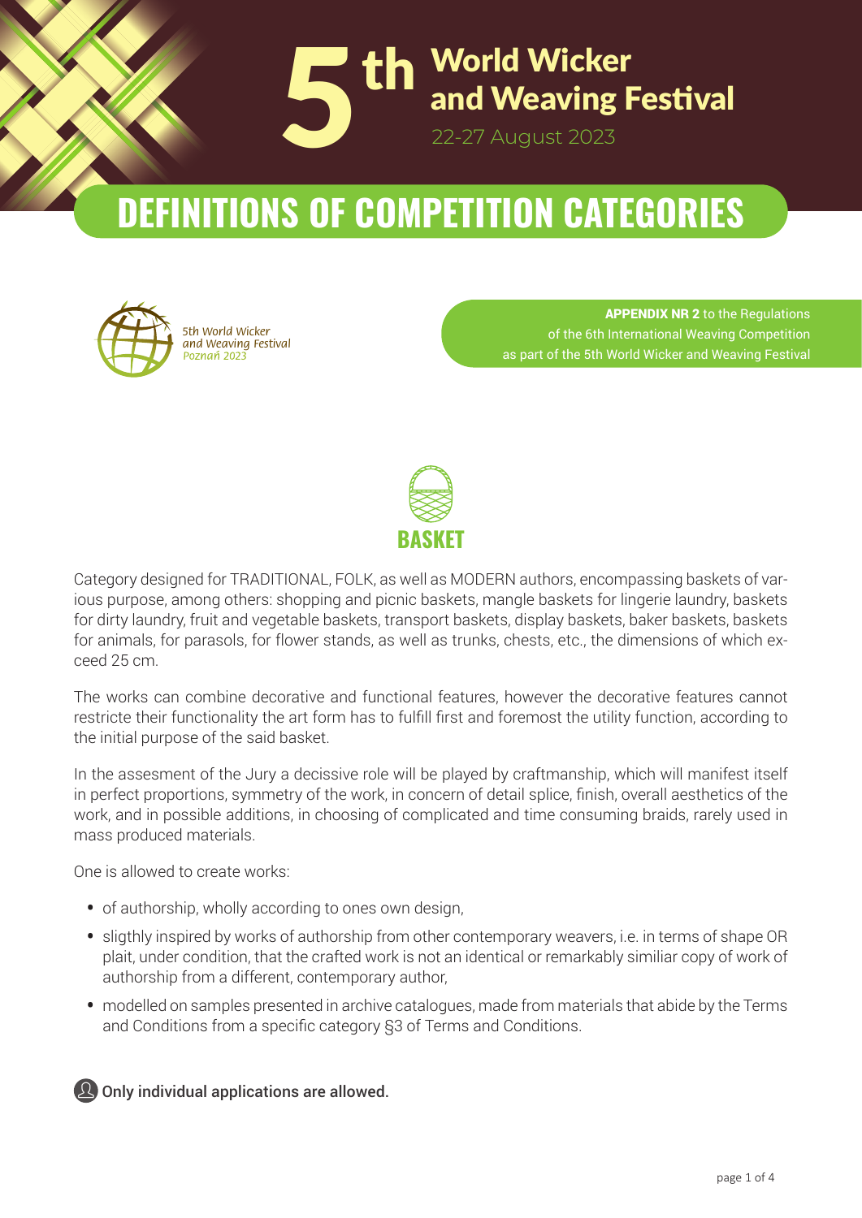# 5th World Wicker and Weaving Festival

22-27 August 2023

## DEFINITIONS OF COMPETITION CATEGORIES

5th World Wicker and Weaving Festival
Poznań 2023

**APPENDIX NR 2** to the Regulations of the 6th International Weaving Competition as part of the 5th World Wicker and Weaving Festival

### BASKET

Category designed for TRADITIONAL, FOLK, as well as MODERN authors, encompassing baskets of various purpose, among others: shopping and picnic baskets, mangle baskets for lingerie laundry, baskets for dirty laundry, fruit and vegetable baskets, transport baskets, display baskets, baker baskets, baskets for animals, for parasols, for flower stands, as well as trunks, chests, etc., the dimensions of which exceed 25 cm.

The works can combine decorative and functional features, however the decorative features cannot restricte their functionality the art form has to fulfill first and foremost the utility function, according to the initial purpose of the said basket.

In the assesment of the Jury a decissive role will be played by craftmanship, which will manifest itself in perfect proportions, symmetry of the work, in concern of detail splice, finish, overall aesthetics of the work, and in possible additions, in choosing of complicated and time consuming braids, rarely used in mass produced materials.

One is allowed to create works:

- of authorship, wholly according to ones own design,
- sligthly inspired by works of authorship from other contemporary weavers, i.e. in terms of shape OR plait, under condition, that the crafted work is not an identical or remarkably similiar copy of work of authorship from a different, contemporary author,
- modelled on samples presented in archive catalogues, made from materials that abide by the Terms and Conditions from a specific category §3 of Terms and Conditions.

**Only individual applications are allowed.**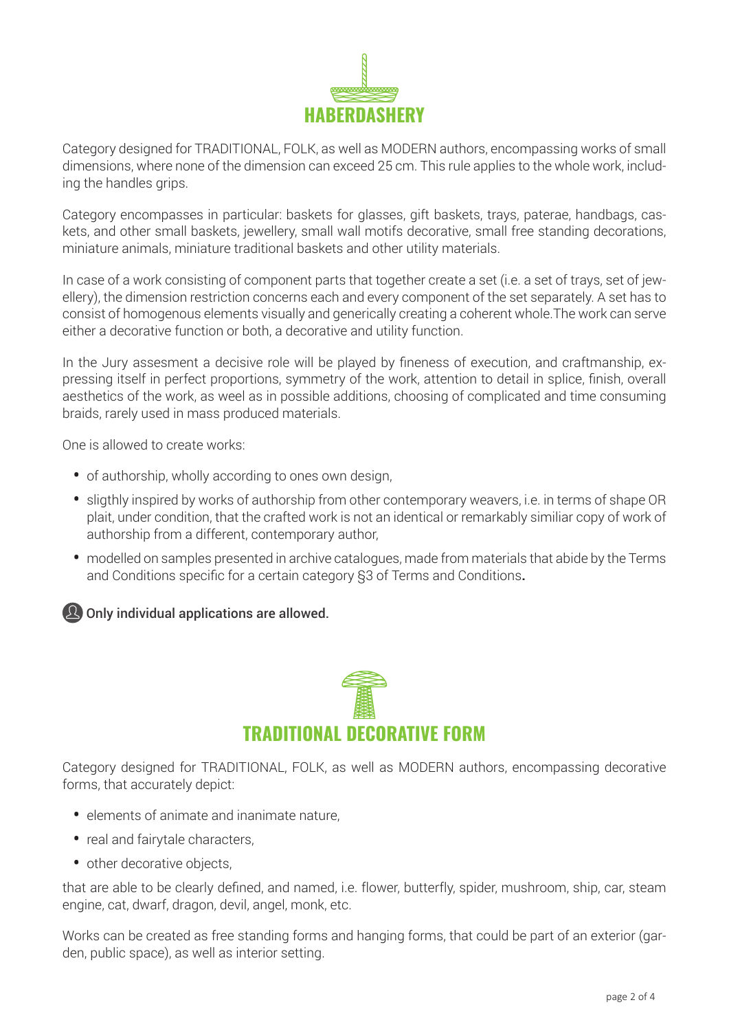## HABERDASHERY

Category designed for TRADITIONAL, FOLK, as well as MODERN authors, encompassing works of small dimensions, where none of the dimension can exceed 25 cm. This rule applies to the whole work, including the handles grips.

Category encompasses in particular: baskets for glasses, gift baskets, trays, paterae, handbags, caskets, and other small baskets, jewellery, small wall motifs decorative, small free standing decorations, miniature animals, miniature traditional baskets and other utility materials.

In case of a work consisting of component parts that together create a set (i.e. a set of trays, set of jewellery), the dimension restriction concerns each and every component of the set separately. A set has to consist of homogenous elements visually and generically creating a coherent whole.The work can serve either a decorative function or both, a decorative and utility function.

In the Jury assesment a decisive role will be played by fineness of execution, and craftmanship, expressing itself in perfect proportions, symmetry of the work, attention to detail in splice, finish, overall aesthetics of the work, as weel as in possible additions, choosing of complicated and time consuming braids, rarely used in mass produced materials.

One is allowed to create works:

- of authorship, wholly according to ones own design,
- sligthly inspired by works of authorship from other contemporary weavers, i.e. in terms of shape OR plait, under condition, that the crafted work is not an identical or remarkably similiar copy of work of authorship from a different, contemporary author,
- modelled on samples presented in archive catalogues, made from materials that abide by the Terms and Conditions specific for a certain category §3 of Terms and Conditions.

**Only individual applications are allowed.**

## TRADITIONAL DECORATIVE FORM

Category designed for TRADITIONAL, FOLK, as well as MODERN authors, encompassing decorative forms, that accurately depict:

- elements of animate and inanimate nature,
- real and fairytale characters,
- other decorative objects,

that are able to be clearly defined, and named, i.e. flower, butterfly, spider, mushroom, ship, car, steam engine, cat, dwarf, dragon, devil, angel, monk, etc.

Works can be created as free standing forms and hanging forms, that could be part of an exterior (garden, public space), as well as interior setting.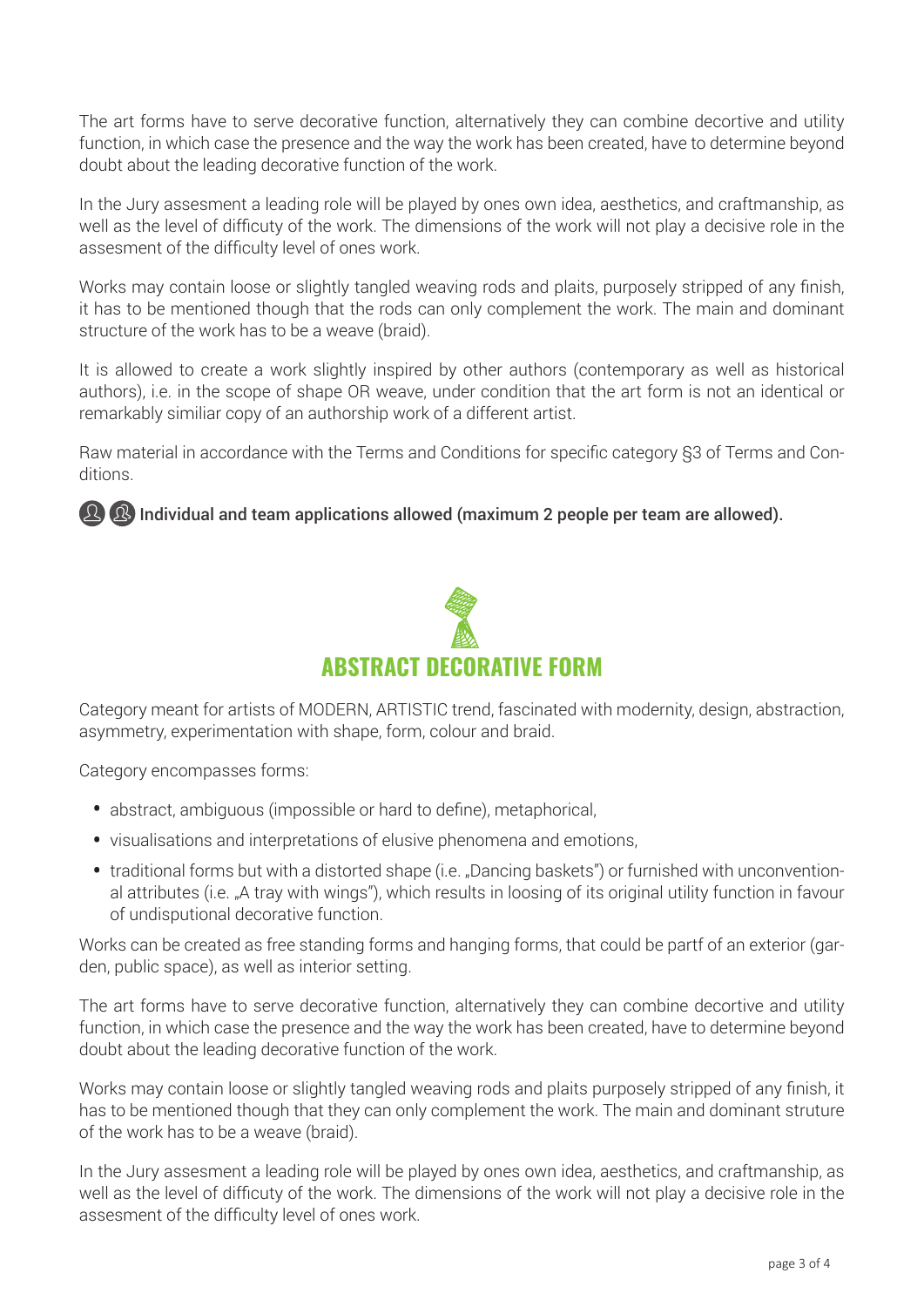The art forms have to serve decorative function, alternatively they can combine decortive and utility function, in which case the presence and the way the work has been created, have to determine beyond doubt about the leading decorative function of the work.

In the Jury assesment a leading role will be played by ones own idea, aesthetics, and craftmanship, as well as the level of difficuty of the work. The dimensions of the work will not play a decisive role in the assesment of the difficulty level of ones work.

Works may contain loose or slightly tangled weaving rods and plaits, purposely stripped of any finish, it has to be mentioned though that the rods can only complement the work. The main and dominant structure of the work has to be a weave (braid).

It is allowed to create a work slightly inspired by other authors (contemporary as well as historical authors), i.e. in the scope of shape OR weave, under condition that the art form is not an identical or remarkably similiar copy of an authorship work of a different artist.

Raw material in accordance with the Terms and Conditions for specific category §3 of Terms and Conditions.

Individual and team applications allowed (maximum 2 people per team are allowed).

## ABSTRACT DECORATIVE FORM

Category meant for artists of MODERN, ARTISTIC trend, fascinated with modernity, design, abstraction, asymmetry, experimentation with shape, form, colour and braid.

Category encompasses forms:

- abstract, ambiguous (impossible or hard to define), metaphorical,
- visualisations and interpretations of elusive phenomena and emotions,
- traditional forms but with a distorted shape (i.e. „Dancing baskets") or furnished with unconventional attributes (i.e. „A tray with wings"), which results in loosing of its original utility function in favour of undisputional decorative function.

Works can be created as free standing forms and hanging forms, that could be partf of an exterior (garden, public space), as well as interior setting.

The art forms have to serve decorative function, alternatively they can combine decortive and utility function, in which case the presence and the way the work has been created, have to determine beyond doubt about the leading decorative function of the work.

Works may contain loose or slightly tangled weaving rods and plaits purposely stripped of any finish, it has to be mentioned though that they can only complement the work. The main and dominant struture of the work has to be a weave (braid).

In the Jury assesment a leading role will be played by ones own idea, aesthetics, and craftmanship, as well as the level of difficuty of the work. The dimensions of the work will not play a decisive role in the assesment of the difficulty level of ones work.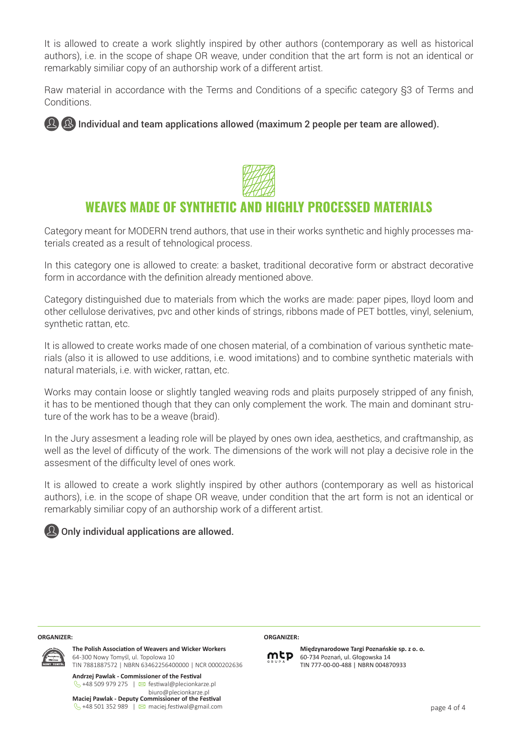It is allowed to create a work slightly inspired by other authors (contemporary as well as historical authors), i.e. in the scope of shape OR weave, under condition that the art form is not an identical or remarkably similiar copy of an authorship work of a different artist.

Raw material in accordance with the Terms and Conditions of a specific category §3 of Terms and Conditions.

**Individual and team applications allowed (maximum 2 people per team are allowed).**

## WEAVES MADE OF SYNTHETIC AND HIGHLY PROCESSED MATERIALS

Category meant for MODERN trend authors, that use in their works synthetic and highly processes materials created as a result of tehnological process.

In this category one is allowed to create: a basket, traditional decorative form or abstract decorative form in accordance with the definition already mentioned above.

Category distinguished due to materials from which the works are made: paper pipes, lloyd loom and other cellulose derivatives, pvc and other kinds of strings, ribbons made of PET bottles, vinyl, selenium, synthetic rattan, etc.

It is allowed to create works made of one chosen material, of a combination of various synthetic materials (also it is allowed to use additions, i.e. wood imitations) and to combine synthetic materials with natural materials, i.e. with wicker, rattan, etc.

Works may contain loose or slightly tangled weaving rods and plaits purposely stripped of any finish, it has to be mentioned though that they can only complement the work. The main and dominant struture of the work has to be a weave (braid).

In the Jury assesment a leading role will be played by ones own idea, aesthetics, and craftmanship, as well as the level of difficuty of the work. The dimensions of the work will not play a decisive role in the assesment of the difficulty level of ones work.

It is allowed to create a work slightly inspired by other authors (contemporary as well as historical authors), i.e. in the scope of shape OR weave, under condition that the art form is not an identical or remarkably similiar copy of an authorship work of a different artist.

**Only individual applications are allowed.**

---

**ORGANIZER:**

**The Polish Association of Weavers and Wicker Workers**
64-300 Nowy Tomyśl, ul. Topolowa 10
TIN 7881887572 | NBRN 63462256400000 | NCR 0000202636

**Andrzej Pawlak - Commissioner of the Festival**
+48 509 979 275 | festiwal@plecionkarze.pl
biuro@plecionkarze.pl
**Maciej Pawlak - Deputy Commissioner of the Festival**
+48 501 352 989 | maciej.festiwal@gmail.com

**ORGANIZER:**

**Międzynarodowe Targi Poznańskie sp. z o. o.**
60-734 Poznań, ul. Głogowska 14
TIN 777-00-00-488 | NBRN 004870933